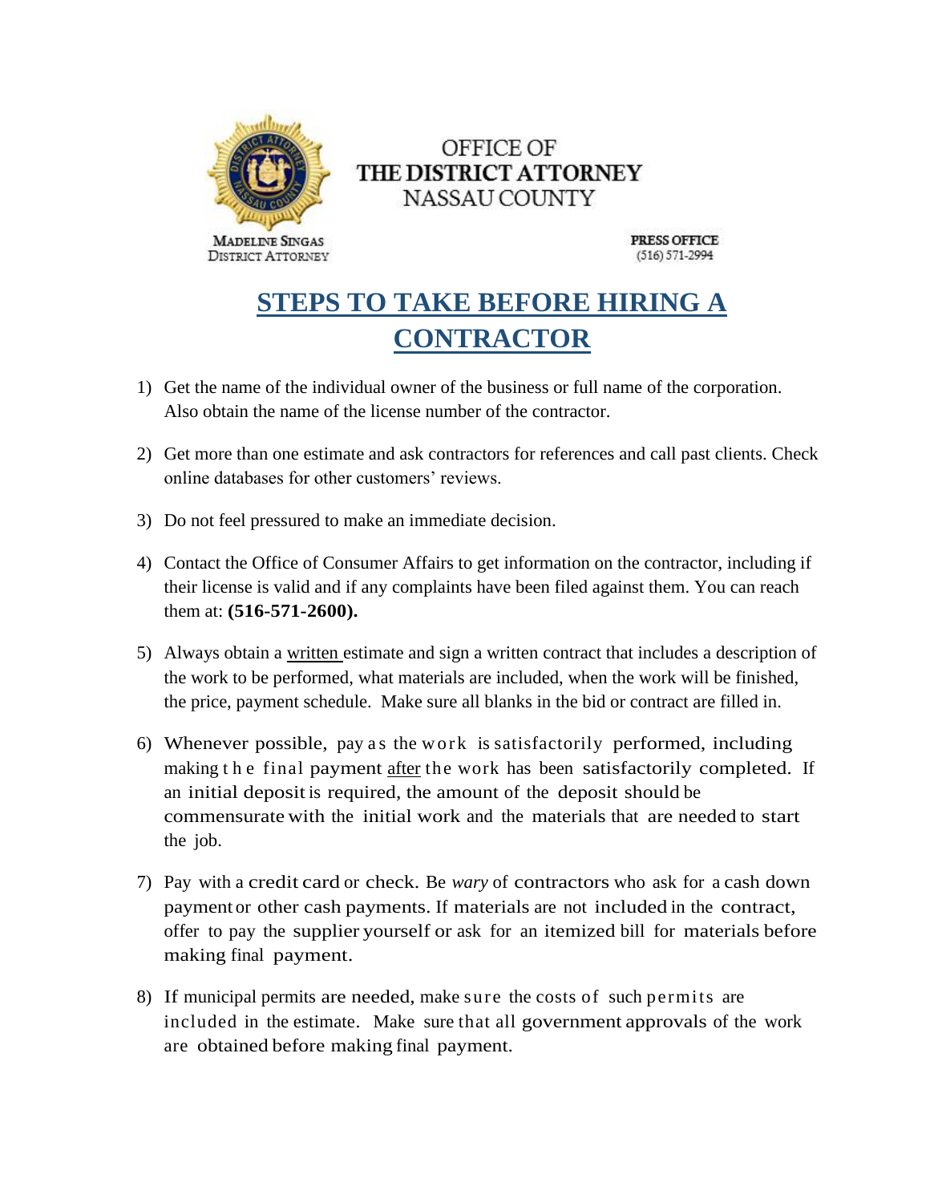OFFICE OF
THE DISTRICT ATTORNEY
NASSAU COUNTY

MADELINE SINGAS
DISTRICT ATTORNEY

PRESS OFFICE
(516) 571-2994

# STEPS TO TAKE BEFORE HIRING A CONTRACTOR

1) Get the name of the individual owner of the business or full name of the corporation. Also obtain the name of the license number of the contractor.

2) Get more than one estimate and ask contractors for references and call past clients. Check online databases for other customers' reviews.

3) Do not feel pressured to make an immediate decision.

4) Contact the Office of Consumer Affairs to get information on the contractor, including if their license is valid and if any complaints have been filed against them. You can reach them at: **(516-571-2600).**

5) Always obtain a written estimate and sign a written contract that includes a description of the work to be performed, what materials are included, when the work will be finished, the price, payment schedule. Make sure all blanks in the bid or contract are filled in.

6) Whenever possible, pay as the work is satisfactorily performed, including making the final payment after the work has been satisfactorily completed. If an initial deposit is required, the amount of the deposit should be commensurate with the initial work and the materials that are needed to start the job.

7) Pay with a credit card or check. Be *wary* of contractors who ask for a cash down payment or other cash payments. If materials are not included in the contract, offer to pay the supplier yourself or ask for an itemized bill for materials before making final payment.

8) If municipal permits are needed, make sure the costs of such permits are included in the estimate. Make sure that all government approvals of the work are obtained before making final payment.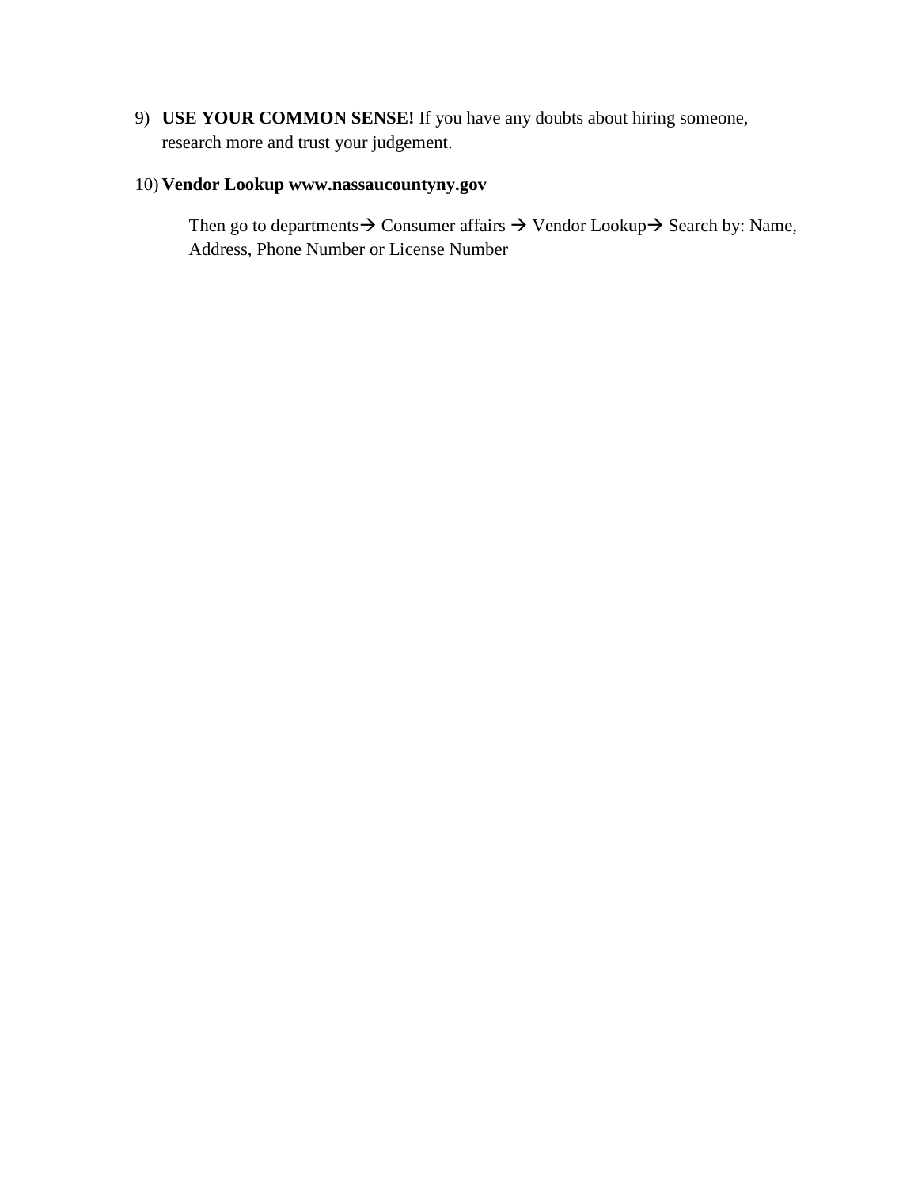9) **USE YOUR COMMON SENSE!** If you have any doubts about hiring someone, research more and trust your judgement.

10) **Vendor Lookup www.nassaucountyny.gov**

    Then go to departments→ Consumer affairs → Vendor Lookup→ Search by: Name, Address, Phone Number or License Number